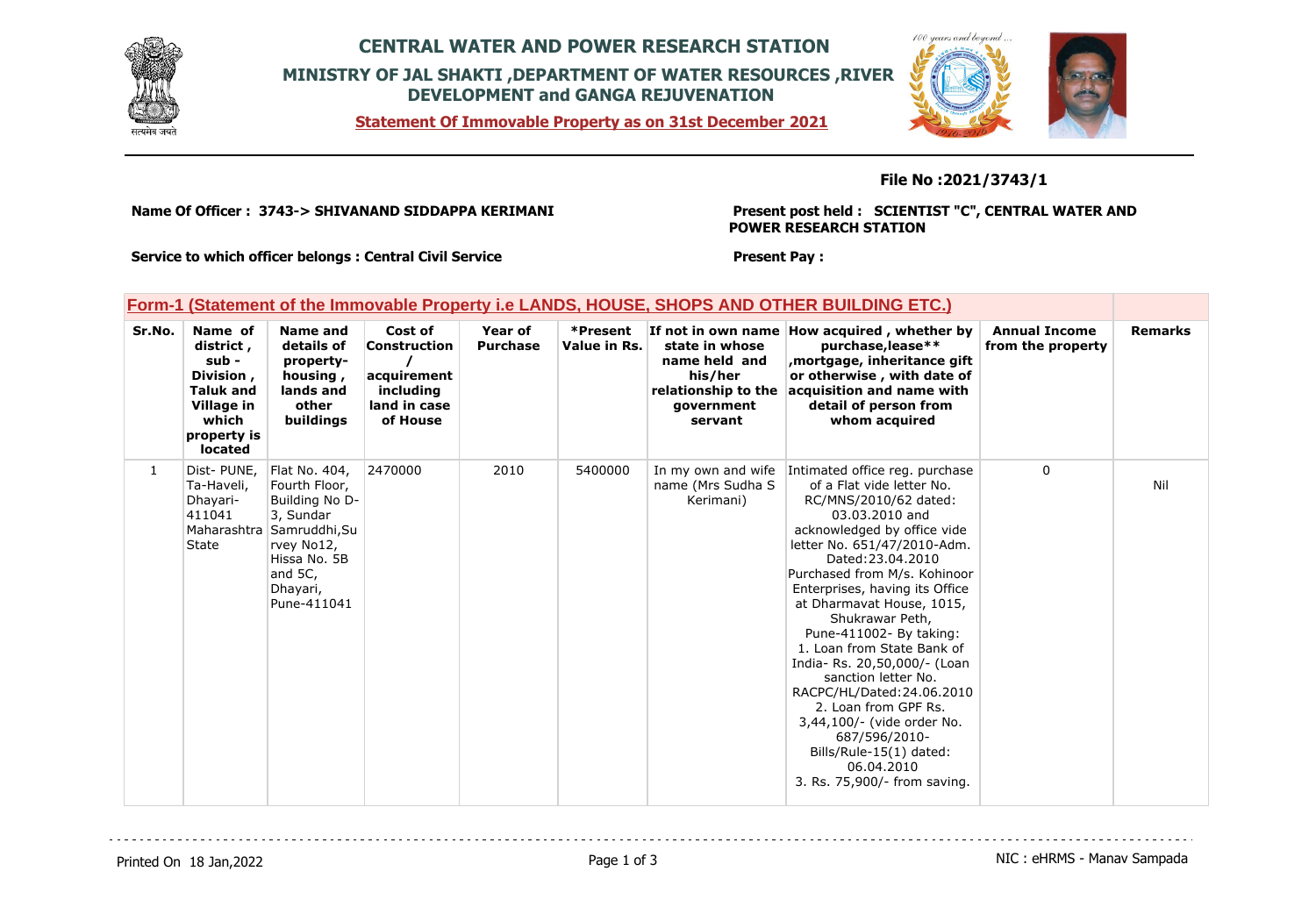# CENTRAL WATER AND POWER RESEARCH STATION

## MINISTRY OF JAL SHAKTI ,DEPARTMENT OF WATER RESOURCES ,RIVER DEVELOPMENT and GANGA REJUVENATION

**Statement Of Immovable Property as on 31st December 2021**

**File No :2021/3743/1**

**Name Of Officer : 3743-> SHIVANAND SIDDAPPA KERIMANI**

**Present post held : SCIENTIST "C", CENTRAL WATER AND POWER RESEARCH STATION**

**Service to which officer belongs : Central Civil Service**

**Present Pay :**

## Form-1 (Statement of the Immovable Property i.e LANDS, HOUSE, SHOPS AND OTHER BUILDING ETC.)

| Sr.No. | Name of district , sub - Division , Taluk and Village in which property is located | Name and details of property- housing , lands and other buildings | Cost of Construction / acquirement including land in case of House | Year of Purchase | *Present Value in Rs. | If not in own name state in whose name held and his/her relationship to the government servant | How acquired , whether by purchase,lease** ,mortgage, inheritance gift or otherwise , with date of acquisition and name with detail of person from whom acquired | Annual Income from the property | Remarks |
|---|---|---|---|---|---|---|---|---|---|
| 1 | Dist- PUNE, Ta-Haveli, Dhayari-411041 Maharashtra State | Flat No. 404, Fourth Floor, Building No D-3, Sundar Samruddhi,Survey No12, Hissa No. 5B and 5C, Dhayari, Pune-411041 | 2470000 | 2010 | 5400000 | In my own and wife name (Mrs Sudha S Kerimani) | Intimated office reg. purchase of a Flat vide letter No. RC/MNS/2010/62 dated: 03.03.2010 and acknowledged by office vide letter No. 651/47/2010-Adm. Dated:23.04.2010 Purchased from M/s. Kohinoor Enterprises, having its Office at Dharmavat House, 1015, Shukrawar Peth, Pune-411002- By taking: 1. Loan from State Bank of India- Rs. 20,50,000/- (Loan sanction letter No. RACPC/HL/Dated:24.06.2010 2. Loan from GPF Rs. 3,44,100/- (vide order No. 687/596/2010-Bills/Rule-15(1) dated: 06.04.2010 3. Rs. 75,900/- from saving. | 0 | Nil |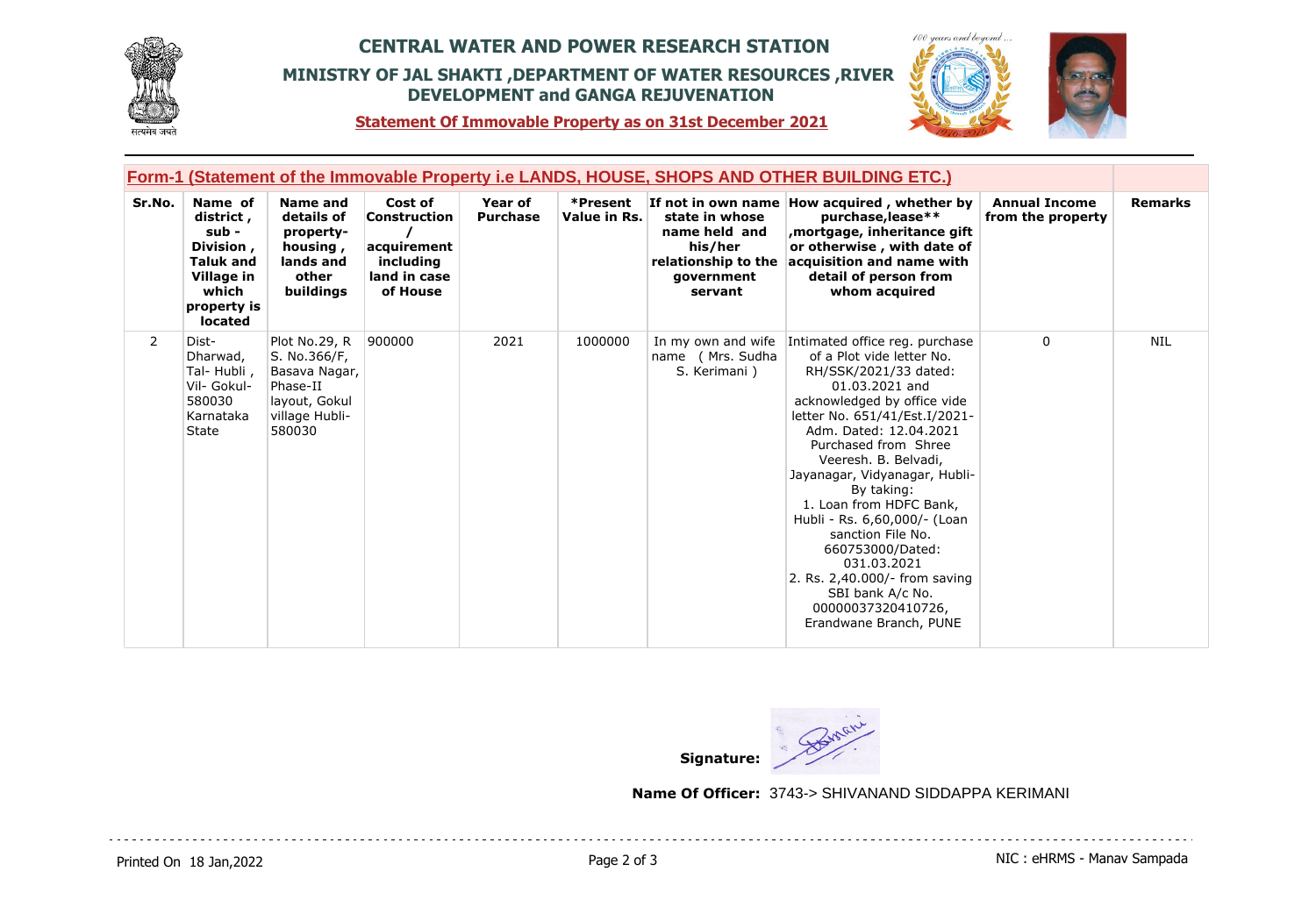# CENTRAL WATER AND POWER RESEARCH STATION

## MINISTRY OF JAL SHAKTI ,DEPARTMENT OF WATER RESOURCES ,RIVER DEVELOPMENT and GANGA REJUVENATION

**Statement Of Immovable Property as on 31st December 2021**

### Form-1 (Statement of the Immovable Property i.e LANDS, HOUSE, SHOPS AND OTHER BUILDING ETC.)

| Sr.No. | Name of district , sub - Division , Taluk and Village in which property is located | Name and details of property- housing , lands and other buildings | Cost of Construction / acquirement including land in case of House | Year of Purchase | *Present Value in Rs. | If not in own name state in whose name held and his/her relationship to the government servant | How acquired , whether by purchase,lease** ,mortgage, inheritance gift or otherwise , with date of acquisition and name with detail of person from whom acquired | Annual Income from the property | Remarks |
|---|---|---|---|---|---|---|---|---|---|
| 2 | Dist- Dharwad, Tal- Hubli , Vil- Gokul- 580030 Karnataka State | Plot No.29, R S. No.366/F, Basava Nagar, Phase-II layout, Gokul village Hubli- 580030 | 900000 | 2021 | 1000000 | In my own and wife name ( Mrs. Sudha S. Kerimani ) | Intimated office reg. purchase of a Plot vide letter No. RH/SSK/2021/33 dated: 01.03.2021 and acknowledged by office vide letter No. 651/41/Est.I/2021-Adm. Dated: 12.04.2021 Purchased from Shree Veeresh. B. Belvadi, Jayanagar, Vidyanagar, Hubli- By taking: 1. Loan from HDFC Bank, Hubli - Rs. 6,60,000/- (Loan sanction File No. 660753000/Dated: 031.03.2021 2. Rs. 2,40.000/- from saving SBI bank A/c No. 00000037320410726, Erandwane Branch, PUNE | 0 | NIL |

**Signature:**

**Name Of Officer:** 3743-> SHIVANAND SIDDAPPA KERIMANI

Printed On 18 Jan,2022

NIC : eHRMS - Manav Sampada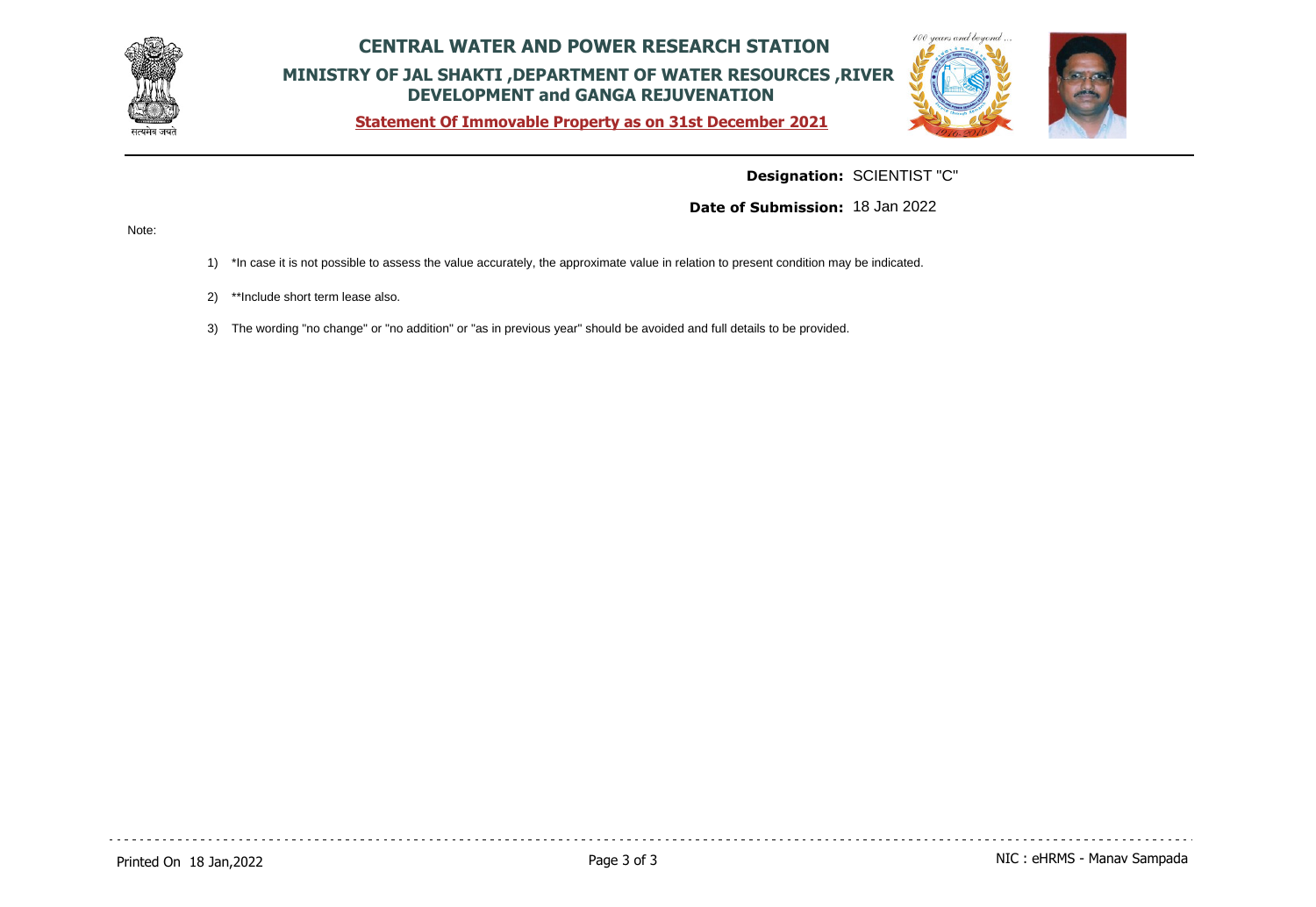# CENTRAL WATER AND POWER RESEARCH STATION

## MINISTRY OF JAL SHAKTI ,DEPARTMENT OF WATER RESOURCES ,RIVER DEVELOPMENT and GANGA REJUVENATION

**Statement Of Immovable Property as on 31st December 2021**

**Designation:** SCIENTIST "C"

**Date of Submission:** 18 Jan 2022

Note:

1) *In case it is not possible to assess the value accurately, the approximate value in relation to present condition may be indicated.

2) **Include short term lease also.

3) The wording "no change" or "no addition" or "as in previous year" should be avoided and full details to be provided.

Printed On 18 Jan,2022

NIC : eHRMS - Manav Sampada